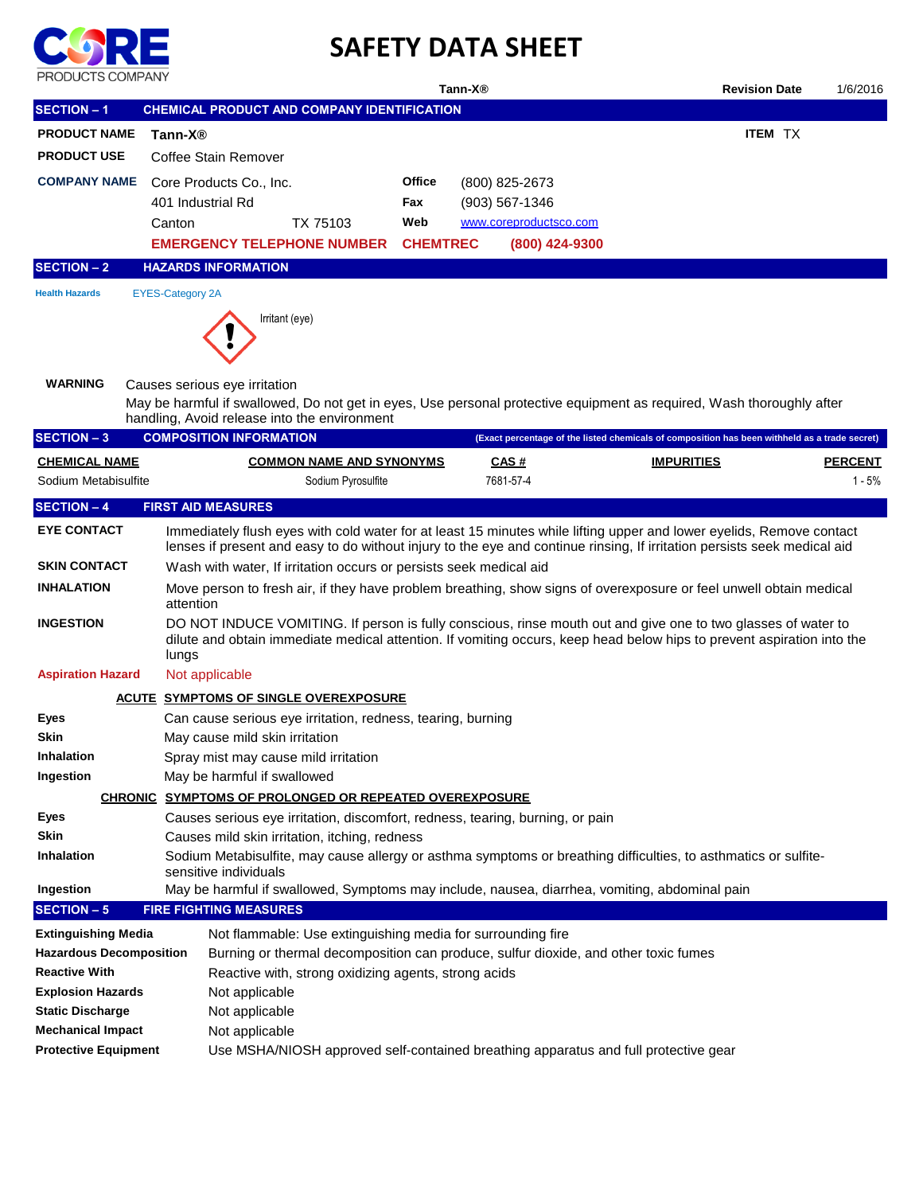CORE PRODUCTS COMPANY

# SAFETY DATA SHEET

**Tann-X®** | **Revision Date** 1/6/2016

## SECTION – 1 CHEMICAL PRODUCT AND COMPANY IDENTIFICATION

**PRODUCT NAME** **Tann-X®** **ITEM** TX

**PRODUCT USE** Coffee Stain Remover

**COMPANY NAME** Core Products Co., Inc.
401 Industrial Rd
Canton TX 75103

**Office** (800) 825-2673
**Fax** (903) 567-1346
**Web** www.coreproductsco.com

**EMERGENCY TELEPHONE NUMBER** **CHEMTREC** **(800) 424-9300**

## SECTION – 2 HAZARDS INFORMATION

**Health Hazards** EYES-Category 2A

Irritant (eye)

**WARNING** Causes serious eye irritation

May be harmful if swallowed, Do not get in eyes, Use personal protective equipment as required, Wash thoroughly after handling, Avoid release into the environment

## SECTION – 3 COMPOSITION INFORMATION

(Exact percentage of the listed chemicals of composition has been withheld as a trade secret)

| CHEMICAL NAME | COMMON NAME AND SYNONYMS | CAS # | IMPURITIES | PERCENT |
|---|---|---|---|---|
| Sodium Metabisulfite | Sodium Pyrosulfite | 7681-57-4 | | 1 - 5% |

## SECTION – 4 FIRST AID MEASURES

**EYE CONTACT** Immediately flush eyes with cold water for at least 15 minutes while lifting upper and lower eyelids, Remove contact lenses if present and easy to do without injury to the eye and continue rinsing, If irritation persists seek medical aid

**SKIN CONTACT** Wash with water, If irritation occurs or persists seek medical aid

**INHALATION** Move person to fresh air, if they have problem breathing, show signs of overexposure or feel unwell obtain medical attention

**INGESTION** DO NOT INDUCE VOMITING. If person is fully conscious, rinse mouth out and give one to two glasses of water to dilute and obtain immediate medical attention. If vomiting occurs, keep head below hips to prevent aspiration into the lungs

**Aspiration Hazard** Not applicable

**ACUTE SYMPTOMS OF SINGLE OVEREXPOSURE**

**Eyes** Can cause serious eye irritation, redness, tearing, burning

**Skin** May cause mild skin irritation

**Inhalation** Spray mist may cause mild irritation

**Ingestion** May be harmful if swallowed

**CHRONIC SYMPTOMS OF PROLONGED OR REPEATED OVEREXPOSURE**

**Eyes** Causes serious eye irritation, discomfort, redness, tearing, burning, or pain

**Skin** Causes mild skin irritation, itching, redness

**Inhalation** Sodium Metabisulfite, may cause allergy or asthma symptoms or breathing difficulties, to asthmatics or sulfite-sensitive individuals

**Ingestion** May be harmful if swallowed, Symptoms may include, nausea, diarrhea, vomiting, abdominal pain

## SECTION – 5 FIRE FIGHTING MEASURES

**Extinguishing Media** Not flammable: Use extinguishing media for surrounding fire

**Hazardous Decomposition** Burning or thermal decomposition can produce, sulfur dioxide, and other toxic fumes

**Reactive With** Reactive with, strong oxidizing agents, strong acids

**Explosion Hazards** Not applicable

**Static Discharge** Not applicable

**Mechanical Impact** Not applicable

**Protective Equipment** Use MSHA/NIOSH approved self-contained breathing apparatus and full protective gear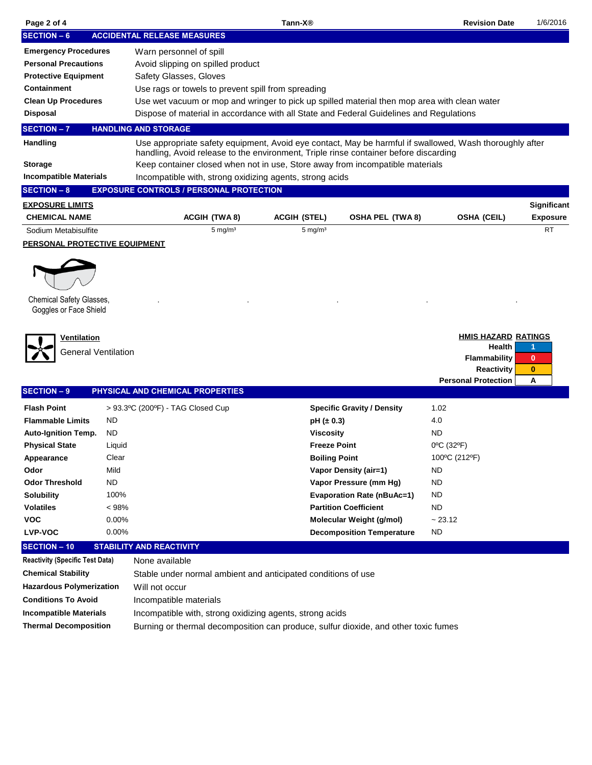## SECTION – 6 ACCIDENTAL RELEASE MEASURES

| | |
|---|---|
| **Emergency Procedures** | Warn personnel of spill |
| **Personal Precautions** | Avoid slipping on spilled product |
| **Protective Equipment** | Safety Glasses, Gloves |
| **Containment** | Use rags or towels to prevent spill from spreading |
| **Clean Up Procedures** | Use wet vacuum or mop and wringer to pick up spilled material then mop area with clean water |
| **Disposal** | Dispose of material in accordance with all State and Federal Guidelines and Regulations |

## SECTION – 7 HANDLING AND STORAGE

| | |
|---|---|
| **Handling** | Use appropriate safety equipment, Avoid eye contact, May be harmful if swallowed, Wash thoroughly after handling, Avoid release to the environment, Triple rinse container before discarding |
| **Storage** | Keep container closed when not in use, Store away from incompatible materials |
| **Incompatible Materials** | Incompatible with, strong oxidizing agents, strong acids |

## SECTION – 8 EXPOSURE CONTROLS / PERSONAL PROTECTION

**EXPOSURE LIMITS**

| CHEMICAL NAME | ACGIH (TWA 8) | ACGIH (STEL) | OSHA PEL (TWA 8) | OSHA (CEIL) | Significant Exposure |
|---|---|---|---|---|---|
| Sodium Metabisulfite | 5 mg/m³ | 5 mg/m³ | | | RT |

**PERSONAL PROTECTIVE EQUIPMENT**

Chemical Safety Glasses, Goggles or Face Shield

**Ventilation**

General Ventilation

**HMIS HAZARD RATINGS**

| | |
|---|---|
| Health | 1 |
| Flammability | 0 |
| Reactivity | 0 |
| Personal Protection | A |

## SECTION – 9 PHYSICAL AND CHEMICAL PROPERTIES

| | | | |
|---|---|---|---|
| **Flash Point** | > 93.3ºC (200ºF) - TAG Closed Cup | **Specific Gravity / Density** | 1.02 |
| **Flammable Limits** | ND | **pH (± 0.3)** | 4.0 |
| **Auto-Ignition Temp.** | ND | **Viscosity** | ND |
| **Physical State** | Liquid | **Freeze Point** | 0ºC (32ºF) |
| **Appearance** | Clear | **Boiling Point** | 100ºC (212ºF) |
| **Odor** | Mild | **Vapor Density (air=1)** | ND |
| **Odor Threshold** | ND | **Vapor Pressure (mm Hg)** | ND |
| **Solubility** | 100% | **Evaporation Rate (nBuAc=1)** | ND |
| **Volatiles** | < 98% | **Partition Coefficient** | ND |
| **VOC** | 0.00% | **Molecular Weight (g/mol)** | ~ 23.12 |
| **LVP-VOC** | 0.00% | **Decomposition Temperature** | ND |

## SECTION – 10 STABILITY AND REACTIVITY

| | |
|---|---|
| **Reactivity (Specific Test Data)** | None available |
| **Chemical Stability** | Stable under normal ambient and anticipated conditions of use |
| **Hazardous Polymerization** | Will not occur |
| **Conditions To Avoid** | Incompatible materials |
| **Incompatible Materials** | Incompatible with, strong oxidizing agents, strong acids |
| **Thermal Decomposition** | Burning or thermal decomposition can produce, sulfur dioxide, and other toxic fumes |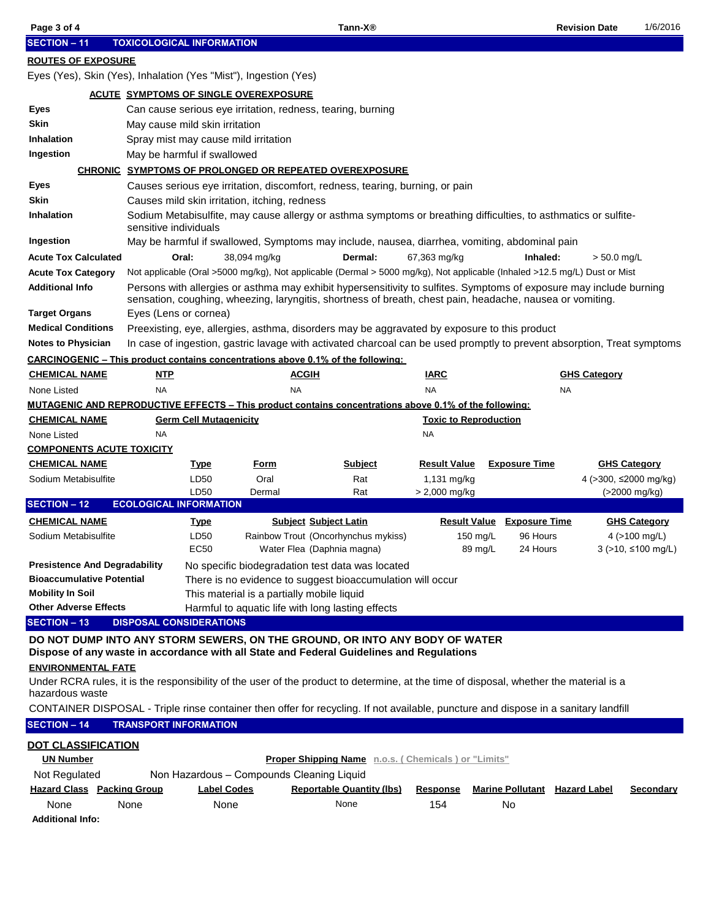## SECTION – 11 TOXICOLOGICAL INFORMATION

**ROUTES OF EXPOSURE**

Eyes (Yes), Skin (Yes), Inhalation (Yes "Mist"), Ingestion (Yes)

**ACUTE SYMPTOMS OF SINGLE OVEREXPOSURE**

| | |
|---|---|
| **Eyes** | Can cause serious eye irritation, redness, tearing, burning |
| **Skin** | May cause mild skin irritation |
| **Inhalation** | Spray mist may cause mild irritation |
| **Ingestion** | May be harmful if swallowed |

**CHRONIC SYMPTOMS OF PROLONGED OR REPEATED OVEREXPOSURE**

| | |
|---|---|
| **Eyes** | Causes serious eye irritation, discomfort, redness, tearing, burning, or pain |
| **Skin** | Causes mild skin irritation, itching, redness |
| **Inhalation** | Sodium Metabisulfite, may cause allergy or asthma symptoms or breathing difficulties, to asthmatics or sulfite-sensitive individuals |
| **Ingestion** | May be harmful if swallowed, Symptoms may include, nausea, diarrhea, vomiting, abdominal pain |
| **Acute Tox Calculated** | Oral: 38,094 mg/kg Dermal: 67,363 mg/kg Inhaled: > 50.0 mg/L |
| **Acute Tox Category** | Not applicable (Oral >5000 mg/kg), Not applicable (Dermal > 5000 mg/kg), Not applicable (Inhaled >12.5 mg/L) Dust or Mist |
| **Additional Info** | Persons with allergies or asthma may exhibit hypersensitivity to sulfites. Symptoms of exposure may include burning sensation, coughing, wheezing, laryngitis, shortness of breath, chest pain, headache, nausea or vomiting. |
| **Target Organs** | Eyes (Lens or cornea) |
| **Medical Conditions** | Preexisting, eye, allergies, asthma, disorders may be aggravated by exposure to this product |
| **Notes to Physician** | In case of ingestion, gastric lavage with activated charcoal can be used promptly to prevent absorption, Treat symptoms |

**CARCINOGENIC – This product contains concentrations above 0.1% of the following:**

| CHEMICAL NAME | NTP | ACGIH | IARC | GHS Category |
|---|---|---|---|---|
| None Listed | NA | NA | NA | NA |

**MUTAGENIC AND REPRODUCTIVE EFFECTS – This product contains concentrations above 0.1% of the following:**

| CHEMICAL NAME | Germ Cell Mutagenicity | Toxic to Reproduction |
|---|---|---|
| None Listed | NA | NA |

**COMPONENTS ACUTE TOXICITY**

| CHEMICAL NAME | Type | Form | Subject | Result Value | Exposure Time | GHS Category |
|---|---|---|---|---|---|---|
| Sodium Metabisulfite | LD50 | Oral | Rat | 1,131 mg/kg | | 4 (>300, ≤2000 mg/kg) |
| | LD50 | Dermal | Rat | > 2,000 mg/kg | | (>2000 mg/kg) |

## SECTION – 12 ECOLOGICAL INFORMATION

| CHEMICAL NAME | Type | Subject Subject Latin | Result Value | Exposure Time | GHS Category |
|---|---|---|---|---|---|
| Sodium Metabisulfite | LD50 | Rainbow Trout (Oncorhynchus mykiss) | 150 mg/L | 96 Hours | 4 (>100 mg/L) |
| | EC50 | Water Flea (Daphnia magna) | 89 mg/L | 24 Hours | 3 (>10, ≤100 mg/L) |

| | |
|---|---|
| **Presistence And Degradability** | No specific biodegradation test data was located |
| **Bioaccumulative Potential** | There is no evidence to suggest bioaccumulation will occur |
| **Mobility In Soil** | This material is a partially mobile liquid |
| **Other Adverse Effects** | Harmful to aquatic life with long lasting effects |

## SECTION – 13 DISPOSAL CONSIDERATIONS

**DO NOT DUMP INTO ANY STORM SEWERS, ON THE GROUND, OR INTO ANY BODY OF WATER**
**Dispose of any waste in accordance with all State and Federal Guidelines and Regulations**

**ENVIRONMENTAL FATE**

Under RCRA rules, it is the responsibility of the user of the product to determine, at the time of disposal, whether the material is a hazardous waste

CONTAINER DISPOSAL - Triple rinse container then offer for recycling. If not available, puncture and dispose in a sanitary landfill

## SECTION – 14 TRANSPORT INFORMATION

**DOT CLASSIFICATION**

| UN Number | Proper Shipping Name n.o.s. ( Chemicals ) or "Limits" |
|---|---|
| Not Regulated | Non Hazardous – Compounds Cleaning Liquid |

| Hazard Class | Packing Group | Label Codes | Reportable Quantity (lbs) | Response | Marine Pollutant | Hazard Label | Secondary |
|---|---|---|---|---|---|---|---|
| None | None | None | None | 154 | No | | |

**Additional Info:**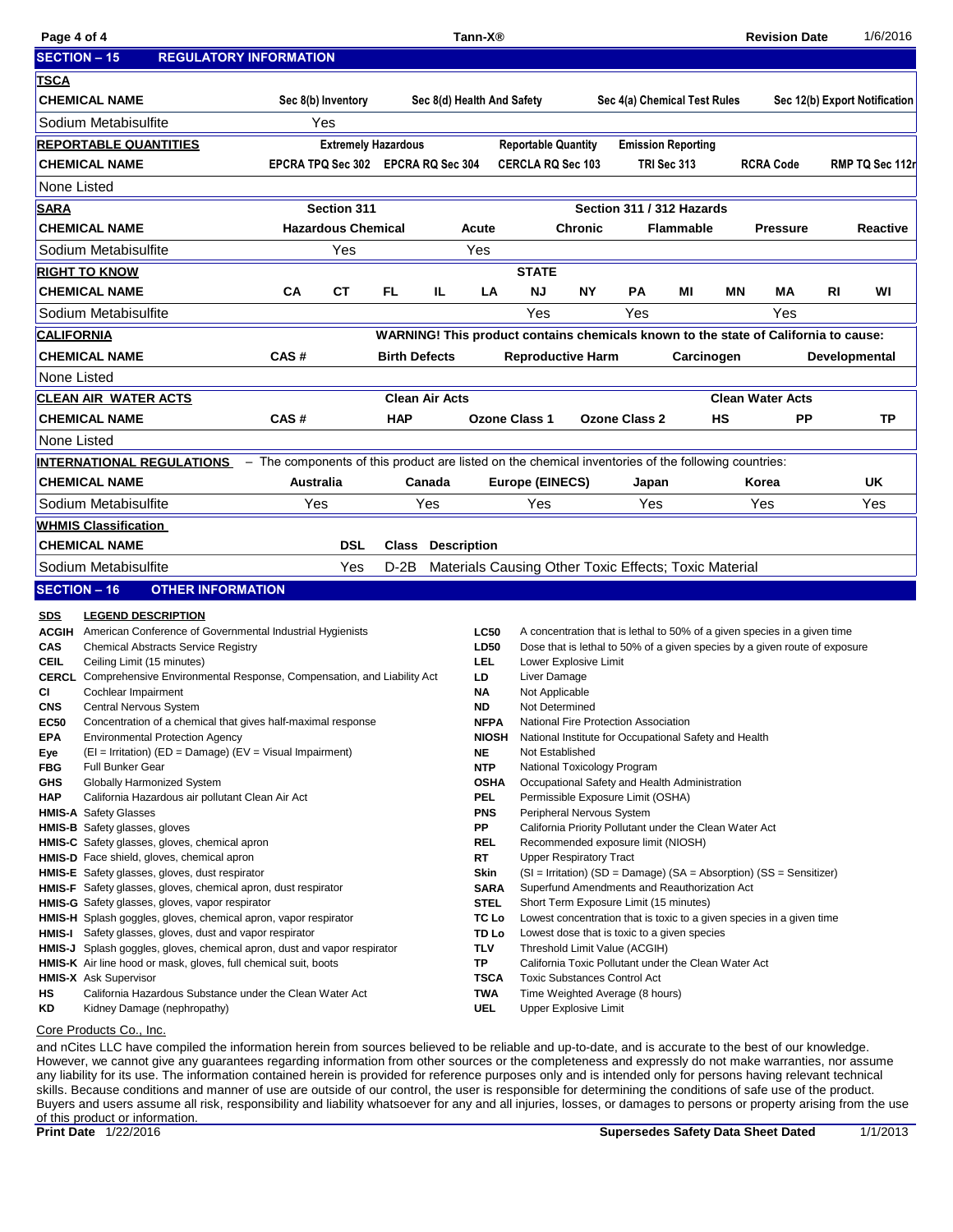## SECTION – 15 REGULATORY INFORMATION

**TSCA**

| CHEMICAL NAME | Sec 8(b) Inventory | Sec 8(d) Health And Safety | Sec 4(a) Chemical Test Rules | Sec 12(b) Export Notification |
|---|---|---|---|---|
| Sodium Metabisulfite | Yes | | | |

**REPORTABLE QUANTITIES**

| CHEMICAL NAME | Extremely Hazardous EPCRA TPQ Sec 302 | EPCRA RQ Sec 304 | Reportable Quantity CERCLA RQ Sec 103 | Emission Reporting TRI Sec 313 | RCRA Code | RMP TQ Sec 112r |
|---|---|---|---|---|---|---|
| None Listed | | | | | | |

**SARA**

| CHEMICAL NAME | Section 311 Hazardous Chemical | Section 311 / 312 Hazards Acute | Chronic | Flammable | Pressure | Reactive |
|---|---|---|---|---|---|---|
| Sodium Metabisulfite | Yes | Yes | | | | |

**RIGHT TO KNOW**

| CHEMICAL NAME | CA | CT | FL | IL | LA | NJ | NY | PA | MI | MN | MA | RI | WI |
|---|---|---|---|---|---|---|---|---|---|---|---|---|---|
| Sodium Metabisulfite | | | | | | Yes | | Yes | | | Yes | | |

**CALIFORNIA** WARNING! This product contains chemicals known to the state of California to cause:

| CHEMICAL NAME | CAS # | Birth Defects | Reproductive Harm | Carcinogen | Developmental |
|---|---|---|---|---|---|
| None Listed | | | | | |

**CLEAN AIR WATER ACTS**

| CHEMICAL NAME | CAS # | Clean Air Acts HAP | Ozone Class 1 | Ozone Class 2 | Clean Water Acts HS | PP | TP |
|---|---|---|---|---|---|---|---|
| None Listed | | | | | | | |

**INTERNATIONAL REGULATIONS** – The components of this product are listed on the chemical inventories of the following countries:

| CHEMICAL NAME | Australia | Canada | Europe (EINECS) | Japan | Korea | UK |
|---|---|---|---|---|---|---|
| Sodium Metabisulfite | Yes | Yes | Yes | Yes | Yes | Yes |

**WHMIS Classification**

| CHEMICAL NAME | DSL | Class | Description |
|---|---|---|---|
| Sodium Metabisulfite | Yes | D-2B | Materials Causing Other Toxic Effects; Toxic Material |

## SECTION – 16 OTHER INFORMATION

| SDS | LEGEND DESCRIPTION |
|---|---|
| ACGIH | American Conference of Governmental Industrial Hygienists |
| CAS | Chemical Abstracts Service Registry |
| CEIL | Ceiling Limit (15 minutes) |
| CERCL | Comprehensive Environmental Response, Compensation, and Liability Act |
| CI | Cochlear Impairment |
| CNS | Central Nervous System |
| EC50 | Concentration of a chemical that gives half-maximal response |
| EPA | Environmental Protection Agency |
| Eye | (EI = Irritation) (ED = Damage) (EV = Visual Impairment) |
| FBG | Full Bunker Gear |
| GHS | Globally Harmonized System |
| HAP | California Hazardous air pollutant Clean Air Act |
| HMIS-A | Safety Glasses |
| HMIS-B | Safety glasses, gloves |
| HMIS-C | Safety glasses, gloves, chemical apron |
| HMIS-D | Face shield, gloves, chemical apron |
| HMIS-E | Safety glasses, gloves, dust respirator |
| HMIS-F | Safety glasses, gloves, chemical apron, dust respirator |
| HMIS-G | Safety glasses, gloves, vapor respirator |
| HMIS-H | Splash goggles, gloves, chemical apron, vapor respirator |
| HMIS-I | Safety glasses, gloves, dust and vapor respirator |
| HMIS-J | Splash goggles, gloves, chemical apron, dust and vapor respirator |
| HMIS-K | Air line hood or mask, gloves, full chemical suit, boots |
| HMIS-X | Ask Supervisor |
| HS | California Hazardous Substance under the Clean Water Act |
| KD | Kidney Damage (nephropathy) |
| LC50 | A concentration that is lethal to 50% of a given species in a given time |
| LD50 | Dose that is lethal to 50% of a given species by a given route of exposure |
| LEL | Lower Explosive Limit |
| LD | Liver Damage |
| NA | Not Applicable |
| ND | Not Determined |
| NFPA | National Fire Protection Association |
| NIOSH | National Institute for Occupational Safety and Health |
| NE | Not Established |
| NTP | National Toxicology Program |
| OSHA | Occupational Safety and Health Administration |
| PEL | Permissible Exposure Limit (OSHA) |
| PNS | Peripheral Nervous System |
| PP | California Priority Pollutant under the Clean Water Act |
| REL | Recommended exposure limit (NIOSH) |
| RT | Upper Respiratory Tract |
| Skin | (SI = Irritation) (SD = Damage) (SA = Absorption) (SS = Sensitizer) |
| SARA | Superfund Amendments and Reauthorization Act |
| STEL | Short Term Exposure Limit (15 minutes) |
| TC Lo | Lowest concentration that is toxic to a given species in a given time |
| TD Lo | Lowest dose that is toxic to a given species |
| TLV | Threshold Limit Value (ACGIH) |
| TP | California Toxic Pollutant under the Clean Water Act |
| TSCA | Toxic Substances Control Act |
| TWA | Time Weighted Average (8 hours) |
| UEL | Upper Explosive Limit |

Core Products Co., Inc.

and nCites LLC have compiled the information herein from sources believed to be reliable and up-to-date, and is accurate to the best of our knowledge. However, we cannot give any guarantees regarding information from other sources or the completeness and expressly do not make warranties, nor assume any liability for its use. The information contained herein is provided for reference purposes only and is intended only for persons having relevant technical skills. Because conditions and manner of use are outside of our control, the user is responsible for determining the conditions of safe use of the product. Buyers and users assume all risk, responsibility and liability whatsoever for any and all injuries, losses, or damages to persons or property arising from the use of this product or information.

**Print Date** 1/22/2016 **Supersedes Safety Data Sheet Dated** 1/1/2013